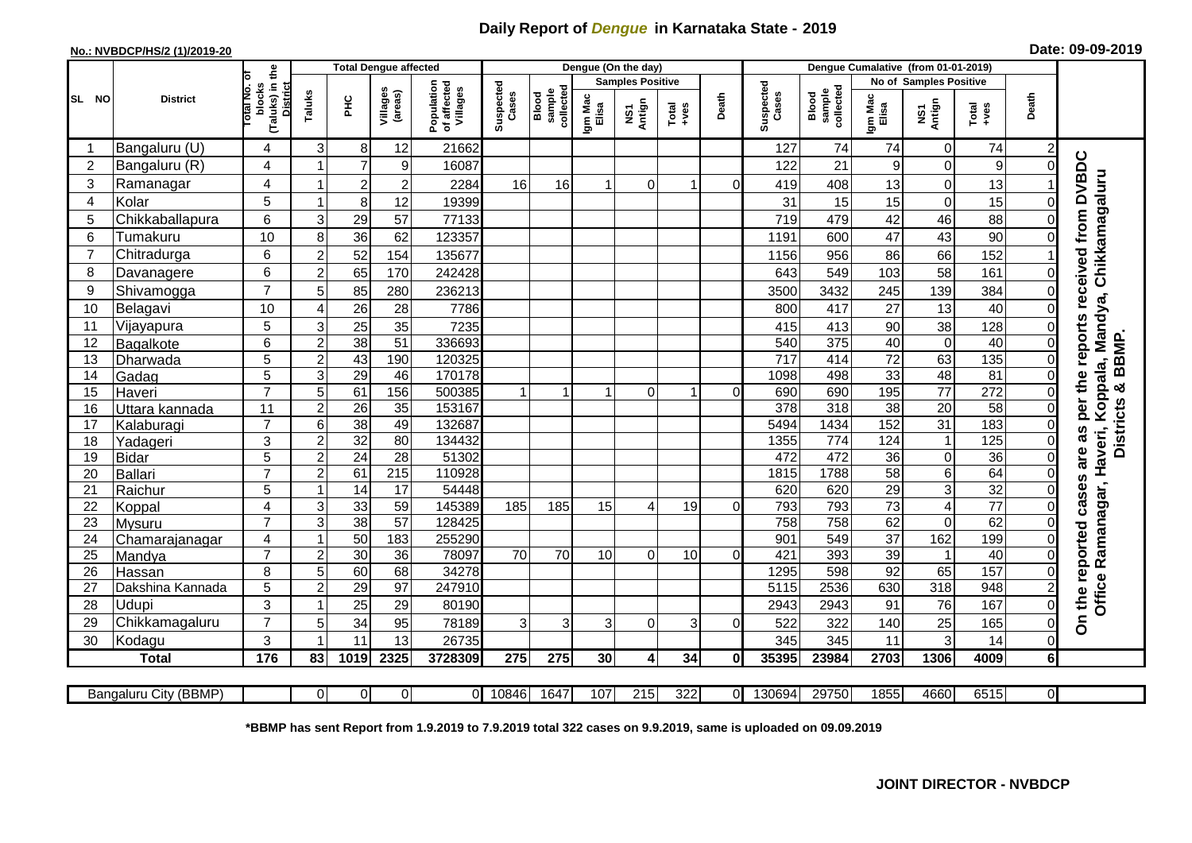# Daily Report of *Dengue* in Karnataka State - 2019

**No.: NVBDCP/HS/2 (1)/2019-20**

**Date: 09-09-2019**

| SL NO | District | Total No. of blocks (Taluks) in the District | Total Dengue affected | | | | Dengue (On the day) | | | | | | | Dengue Cumalative (from 01-01-2019) | | | | | | | |
|---|---|---|---|---|---|---|---|---|---|---|---|---|---|---|---|---|---|---|---|---|
| | | | Taluks | PHC | Villages (areas) | Population of affected Villages | Suspected Cases | Blood sample collected | Samples Positive | | | Death | Suspected Cases | Blood sample collected | No of Samples Positive | | | Death | |
| | | | | | | | | | Igm Mac Elisa | NS1 Antign | Total +ves | | | | Igm Mac Elisa | NS1 Antign | Total +ves | | |
| 1 | Bangaluru (U) | 4 | 3 | 8 | 12 | 21662 | | | | | | | 127 | 74 | 74 | 0 | 74 | 2 | On the reported cases are as per the reports received from DVBDC Office Ramanagar, Haveri, Koppala, Mandya, Chikkamagaluru Districts & BBMP. |
| 2 | Bangaluru (R) | 4 | 1 | 7 | 9 | 16087 | | | | | | | 122 | 21 | 9 | 0 | 9 | 0 | |
| 3 | Ramanagar | 4 | 1 | 2 | 2 | 2284 | 16 | 16 | 1 | 0 | 1 | 0 | 419 | 408 | 13 | 0 | 13 | 1 | |
| 4 | Kolar | 5 | 1 | 8 | 12 | 19399 | | | | | | | 31 | 15 | 15 | 0 | 15 | 0 | |
| 5 | Chikkaballapura | 6 | 3 | 29 | 57 | 77133 | | | | | | | 719 | 479 | 42 | 46 | 88 | 0 | |
| 6 | Tumakuru | 10 | 8 | 36 | 62 | 123357 | | | | | | | 1191 | 600 | 47 | 43 | 90 | 0 | |
| 7 | Chitradurga | 6 | 2 | 52 | 154 | 135677 | | | | | | | 1156 | 956 | 86 | 66 | 152 | 1 | |
| 8 | Davanagere | 6 | 2 | 65 | 170 | 242428 | | | | | | | 643 | 549 | 103 | 58 | 161 | 0 | |
| 9 | Shivamogga | 7 | 5 | 85 | 280 | 236213 | | | | | | | 3500 | 3432 | 245 | 139 | 384 | 0 | |
| 10 | Belagavi | 10 | 4 | 26 | 28 | 7786 | | | | | | | 800 | 417 | 27 | 13 | 40 | 0 | |
| 11 | Vijayapura | 5 | 3 | 25 | 35 | 7235 | | | | | | | 415 | 413 | 90 | 38 | 128 | 0 | |
| 12 | Bagalkote | 6 | 2 | 38 | 51 | 336693 | | | | | | | 540 | 375 | 40 | 0 | 40 | 0 | |
| 13 | Dharwada | 5 | 2 | 43 | 190 | 120325 | | | | | | | 717 | 414 | 72 | 63 | 135 | 0 | |
| 14 | Gadag | 5 | 3 | 29 | 46 | 170178 | | | | | | | 1098 | 498 | 33 | 48 | 81 | 0 | |
| 15 | Haveri | 7 | 5 | 61 | 156 | 500385 | 1 | 1 | 1 | 0 | 1 | 0 | 690 | 690 | 195 | 77 | 272 | 0 | |
| 16 | Uttara kannada | 11 | 2 | 26 | 35 | 153167 | | | | | | | 378 | 318 | 38 | 20 | 58 | 0 | |
| 17 | Kalaburagi | 7 | 6 | 38 | 49 | 132687 | | | | | | | 5494 | 1434 | 152 | 31 | 183 | 0 | |
| 18 | Yadageri | 3 | 2 | 32 | 80 | 134432 | | | | | | | 1355 | 774 | 124 | 1 | 125 | 0 | |
| 19 | Bidar | 5 | 2 | 24 | 28 | 51302 | | | | | | | 472 | 472 | 36 | 0 | 36 | 0 | |
| 20 | Ballari | 7 | 2 | 61 | 215 | 110928 | | | | | | | 1815 | 1788 | 58 | 6 | 64 | 0 | |
| 21 | Raichur | 5 | 1 | 14 | 17 | 54448 | | | | | | | 620 | 620 | 29 | 3 | 32 | 0 | |
| 22 | Koppal | 4 | 3 | 33 | 59 | 145389 | 185 | 185 | 15 | 4 | 19 | 0 | 793 | 793 | 73 | 4 | 77 | 0 | |
| 23 | Mysuru | 7 | 3 | 38 | 57 | 128425 | | | | | | | 758 | 758 | 62 | 0 | 62 | 0 | |
| 24 | Chamarajanagar | 4 | 1 | 50 | 183 | 255290 | | | | | | | 901 | 549 | 37 | 162 | 199 | 0 | |
| 25 | Mandya | 7 | 2 | 30 | 36 | 78097 | 70 | 70 | 10 | 0 | 10 | 0 | 421 | 393 | 39 | 1 | 40 | 0 | |
| 26 | Hassan | 8 | 5 | 60 | 68 | 34278 | | | | | | | 1295 | 598 | 92 | 65 | 157 | 0 | |
| 27 | Dakshina Kannada | 5 | 2 | 29 | 97 | 247910 | | | | | | | 5115 | 2536 | 630 | 318 | 948 | 2 | |
| 28 | Udupi | 3 | 1 | 25 | 29 | 80190 | | | | | | | 2943 | 2943 | 91 | 76 | 167 | 0 | |
| 29 | Chikkamagaluru | 7 | 5 | 34 | 95 | 78189 | 3 | 3 | 3 | 0 | 3 | 0 | 522 | 322 | 140 | 25 | 165 | 0 | |
| 30 | Kodagu | 3 | 1 | 11 | 13 | 26735 | | | | | | | 345 | 345 | 11 | 3 | 14 | 0 | |
| **Total** | | **176** | **83** | **1019** | **2325** | **3728309** | **275** | **275** | **30** | **4** | **34** | **0** | **35395** | **23984** | **2703** | **1306** | **4009** | **6** | |

| Bangaluru City (BBMP) | | 0 | 0 | 0 | 0 | 10846 | 1647 | 107 | 215 | 322 | 0 | 130694 | 29750 | 1855 | 4660 | 6515 | 0 | |
|---|---|---|---|---|---|---|---|---|---|---|---|---|---|---|---|---|---|---|

**\*BBMP has sent Report from 1.9.2019 to 7.9.2019 total 322 cases on 9.9.2019, same is uploaded on 09.09.2019**

**JOINT DIRECTOR - NVBDCP**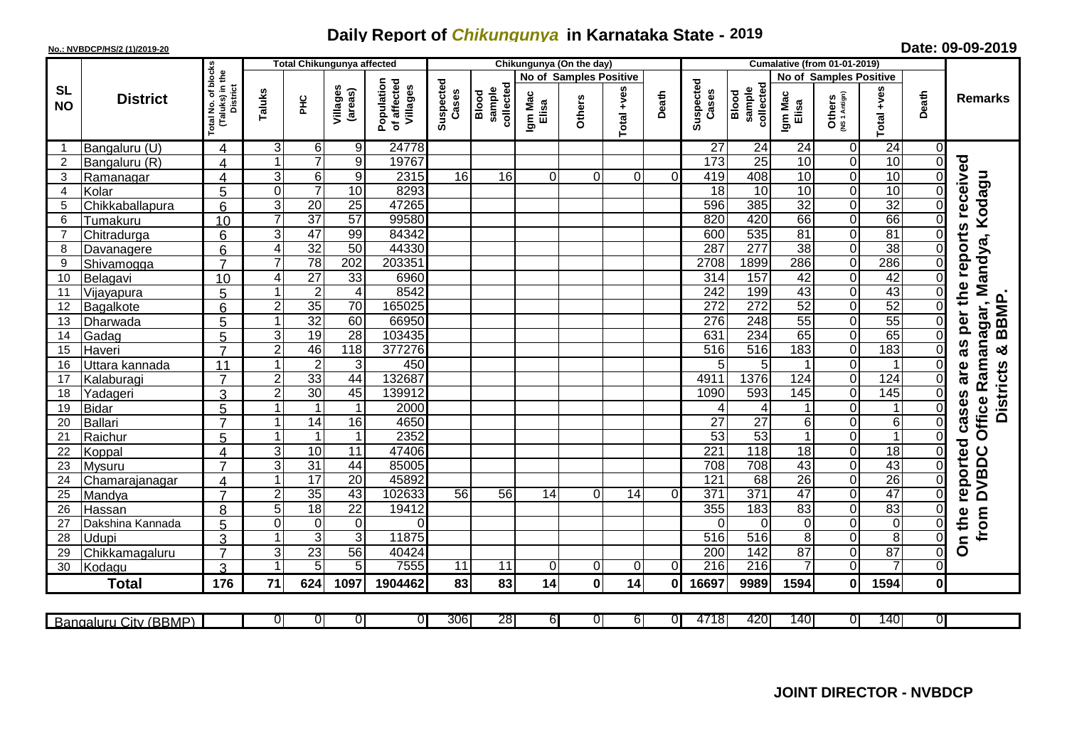# Daily Report of *Chikungunya* in Karnataka State - 2019

**No.: NVBDCP/HS/2 (1)/2019-20**

**Date: 09-09-2019**

| SL NO | District | Total No. of blocks (Taluks) in the District | Total Chikungunya affected | | | | Chikungunya (On the day) | | | | | | | Cumalative (from 01-01-2019) | | | | | | | Remarks |
|---|---|---|---|---|---|---|---|---|---|---|---|---|---|---|---|---|---|---|---|---|---|
| | | | Taluks | PHC | Villages (areas) | Population of affected Villages | Suspected Cases | Blood sample collected | No of Samples Positive | | | Death | Suspected Cases | Blood sample collected | No of Samples Positive | | | Death | |
| | | | | | | | | | Igm Mac Elisa | Others | Total +ves | | | | Igm Mac Elisa | Others (NS 1 Antign) | Total +ves | | |
| 1 | Bangaluru (U) | 4 | 3 | 6 | 9 | 24778 | | | | | | | 27 | 24 | 24 | 0 | 24 | 0 | On the reported cases are as per the reports received from DVBDC Office Ramanagar, Mandya, Kodagu Districts & BBMP. |
| 2 | Bangaluru (R) | 4 | 1 | 7 | 9 | 19767 | | | | | | | 173 | 25 | 10 | 0 | 10 | 0 | |
| 3 | Ramanagar | 4 | 3 | 6 | 9 | 2315 | 16 | 16 | 0 | 0 | 0 | 0 | 419 | 408 | 10 | 0 | 10 | 0 | |
| 4 | Kolar | 5 | 0 | 7 | 10 | 8293 | | | | | | | 18 | 10 | 10 | 0 | 10 | 0 | |
| 5 | Chikkaballapura | 6 | 3 | 20 | 25 | 47265 | | | | | | | 596 | 385 | 32 | 0 | 32 | 0 | |
| 6 | Tumakuru | 10 | 7 | 37 | 57 | 99580 | | | | | | | 820 | 420 | 66 | 0 | 66 | 0 | |
| 7 | Chitradurga | 6 | 3 | 47 | 99 | 84342 | | | | | | | 600 | 535 | 81 | 0 | 81 | 0 | |
| 8 | Davanagere | 6 | 4 | 32 | 50 | 44330 | | | | | | | 287 | 277 | 38 | 0 | 38 | 0 | |
| 9 | Shivamogga | 7 | 7 | 78 | 202 | 203351 | | | | | | | 2708 | 1899 | 286 | 0 | 286 | 0 | |
| 10 | Belagavi | 10 | 4 | 27 | 33 | 6960 | | | | | | | 314 | 157 | 42 | 0 | 42 | 0 | |
| 11 | Vijayapura | 5 | 1 | 2 | 4 | 8542 | | | | | | | 242 | 199 | 43 | 0 | 43 | 0 | |
| 12 | Bagalkote | 6 | 2 | 35 | 70 | 165025 | | | | | | | 272 | 272 | 52 | 0 | 52 | 0 | |
| 13 | Dharwada | 5 | 1 | 32 | 60 | 66950 | | | | | | | 276 | 248 | 55 | 0 | 55 | 0 | |
| 14 | Gadag | 5 | 3 | 19 | 28 | 103435 | | | | | | | 631 | 234 | 65 | 0 | 65 | 0 | |
| 15 | Haveri | 7 | 2 | 46 | 118 | 377276 | | | | | | | 516 | 516 | 183 | 0 | 183 | 0 | |
| 16 | Uttara kannada | 11 | 1 | 2 | 3 | 450 | | | | | | | 5 | 5 | 1 | 0 | 1 | 0 | |
| 17 | Kalaburagi | 7 | 2 | 33 | 44 | 132687 | | | | | | | 4911 | 1376 | 124 | 0 | 124 | 0 | |
| 18 | Yadageri | 3 | 2 | 30 | 45 | 139912 | | | | | | | 1090 | 593 | 145 | 0 | 145 | 0 | |
| 19 | Bidar | 5 | 1 | 1 | 1 | 2000 | | | | | | | 4 | 4 | 1 | 0 | 1 | 0 | |
| 20 | Ballari | 7 | 1 | 14 | 16 | 4650 | | | | | | | 27 | 27 | 6 | 0 | 6 | 0 | |
| 21 | Raichur | 5 | 1 | 1 | 1 | 2352 | | | | | | | 53 | 53 | 1 | 0 | 1 | 0 | |
| 22 | Koppal | 4 | 3 | 10 | 11 | 47406 | | | | | | | 221 | 118 | 18 | 0 | 18 | 0 | |
| 23 | Mysuru | 7 | 3 | 31 | 44 | 85005 | | | | | | | 708 | 708 | 43 | 0 | 43 | 0 | |
| 24 | Chamarajanagar | 4 | 1 | 17 | 20 | 45892 | | | | | | | 121 | 68 | 26 | 0 | 26 | 0 | |
| 25 | Mandya | 7 | 2 | 35 | 43 | 102633 | 56 | 56 | 14 | 0 | 14 | 0 | 371 | 371 | 47 | 0 | 47 | 0 | |
| 26 | Hassan | 8 | 5 | 18 | 22 | 19412 | | | | | | | 355 | 183 | 83 | 0 | 83 | 0 | |
| 27 | Dakshina Kannada | 5 | 0 | 0 | 0 | 0 | | | | | | | 0 | 0 | 0 | 0 | 0 | 0 | |
| 28 | Udupi | 3 | 1 | 3 | 3 | 11875 | | | | | | | 516 | 516 | 8 | 0 | 8 | 0 | |
| 29 | Chikkamagaluru | 7 | 3 | 23 | 56 | 40424 | | | | | | | 200 | 142 | 87 | 0 | 87 | 0 | |
| 30 | Kodagu | 3 | 1 | 5 | 5 | 7555 | 11 | 11 | 0 | 0 | 0 | 0 | 216 | 216 | 7 | 0 | 7 | 0 | |
| | **Total** | **176** | **71** | **624** | **1097** | **1904462** | **83** | **83** | **14** | **0** | **14** | **0** | **16697** | **9989** | **1594** | **0** | **1594** | **0** | |
| | Bangaluru City (BBMP) | | 0 | 0 | 0 | 0 | 306 | 28 | 6 | 0 | 6 | 0 | 4718 | 420 | 140 | 0 | 140 | 0 | |

**JOINT DIRECTOR - NVBDCP**